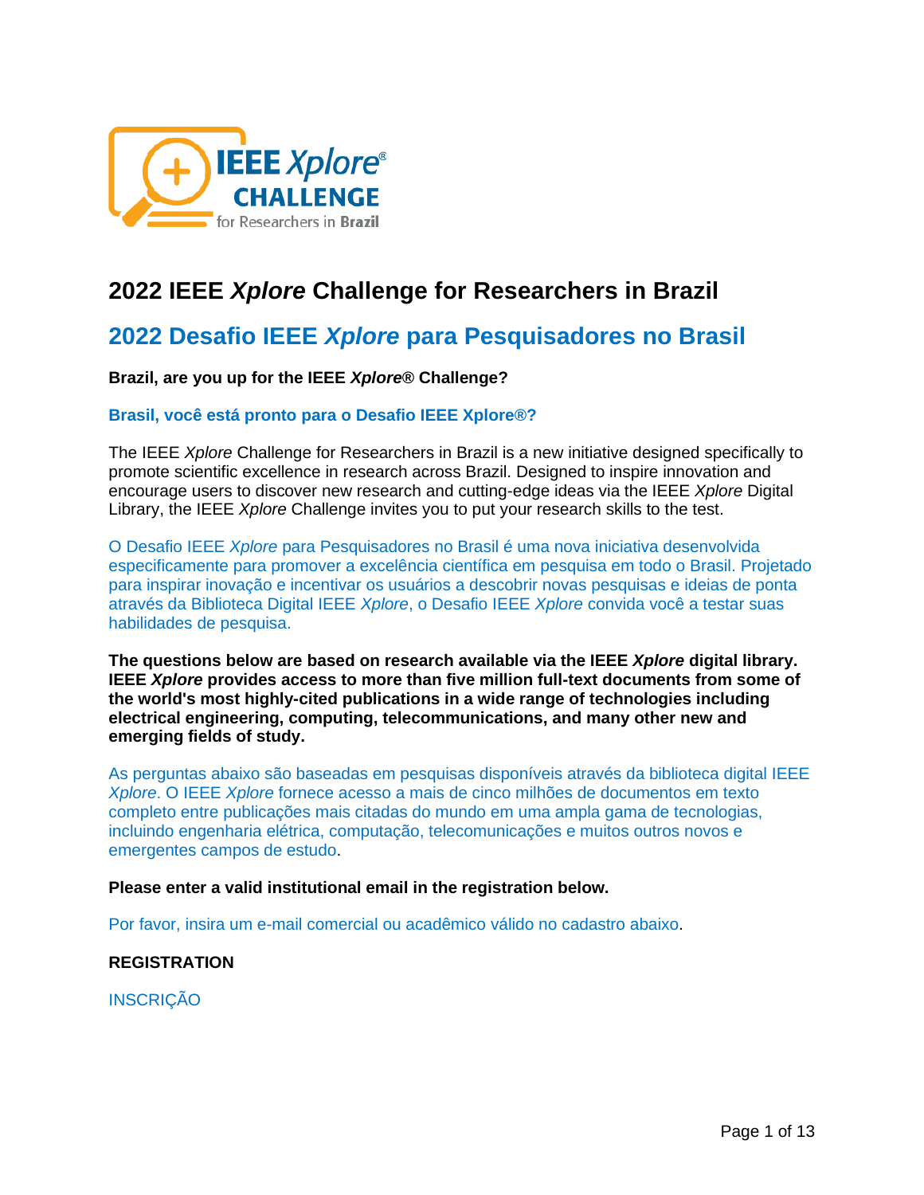# 2022 IEEE *Xplore* Challenge for Researchers in Brazil

## 2022 Desafio IEEE *Xplore* para Pesquisadores no Brasil

**Brazil, are you up for the IEEE *Xplore*® Challenge?**

**Brasil, você está pronto para o Desafio IEEE Xplore®?**

The IEEE *Xplore* Challenge for Researchers in Brazil is a new initiative designed specifically to promote scientific excellence in research across Brazil. Designed to inspire innovation and encourage users to discover new research and cutting-edge ideas via the IEEE *Xplore* Digital Library, the IEEE *Xplore* Challenge invites you to put your research skills to the test.

O Desafio IEEE *Xplore* para Pesquisadores no Brasil é uma nova iniciativa desenvolvida especificamente para promover a excelência científica em pesquisa em todo o Brasil. Projetado para inspirar inovação e incentivar os usuários a descobrir novas pesquisas e ideias de ponta através da Biblioteca Digital IEEE *Xplore*, o Desafio IEEE *Xplore* convida você a testar suas habilidades de pesquisa.

**The questions below are based on research available via the IEEE *Xplore* digital library. IEEE *Xplore* provides access to more than five million full-text documents from some of the world's most highly-cited publications in a wide range of technologies including electrical engineering, computing, telecommunications, and many other new and emerging fields of study.**

As perguntas abaixo são baseadas em pesquisas disponíveis através da biblioteca digital IEEE *Xplore*. O IEEE *Xplore* fornece acesso a mais de cinco milhões de documentos em texto completo entre publicações mais citadas do mundo em uma ampla gama de tecnologias, incluindo engenharia elétrica, computação, telecomunicações e muitos outros novos e emergentes campos de estudo.

**Please enter a valid institutional email in the registration below.**

Por favor, insira um e-mail comercial ou acadêmico válido no cadastro abaixo.

**REGISTRATION**

INSCRIÇÃO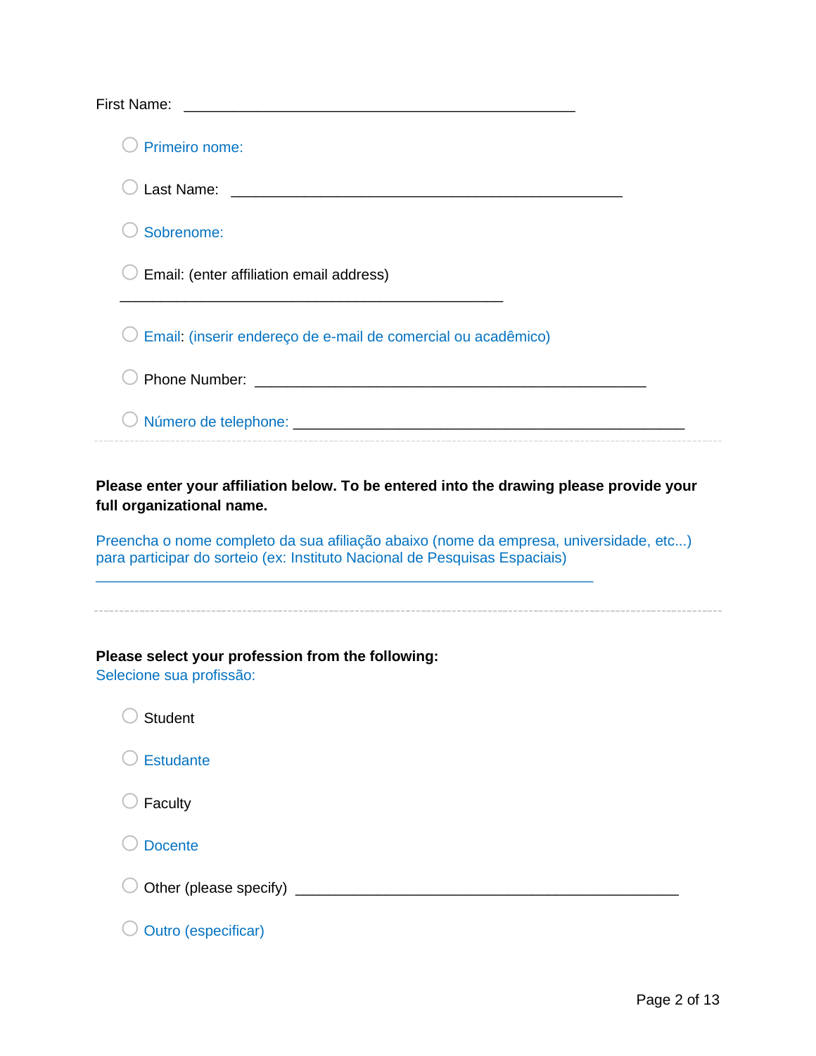First Name: ___________________________________________________

- ○ Primeiro nome:
- ○ Last Name: ___________________________________________________
- ○ Sobrenome:
- ○ Email: (enter affiliation email address)

______________________________________________________

- ○ Email: (inserir endereço de e-mail de comercial ou acadêmico)
- ○ Phone Number: ___________________________________________________
- ○ Número de telephone: ___________________________________________________

---

**Please enter your affiliation below. To be entered into the drawing please provide your full organizational name.**

Preencha o nome completo da sua afiliação abaixo (nome da empresa, universidade, etc...) para participar do sorteio (ex: Instituto Nacional de Pesquisas Espaciais)

_________________________________________________________________

---

**Please select your profession from the following:**
Selecione sua profissão:

- ○ Student
- ○ Estudante
- ○ Faculty
- ○ Docente
- ○ Other (please specify) ___________________________________________________
- ○ Outro (especificar)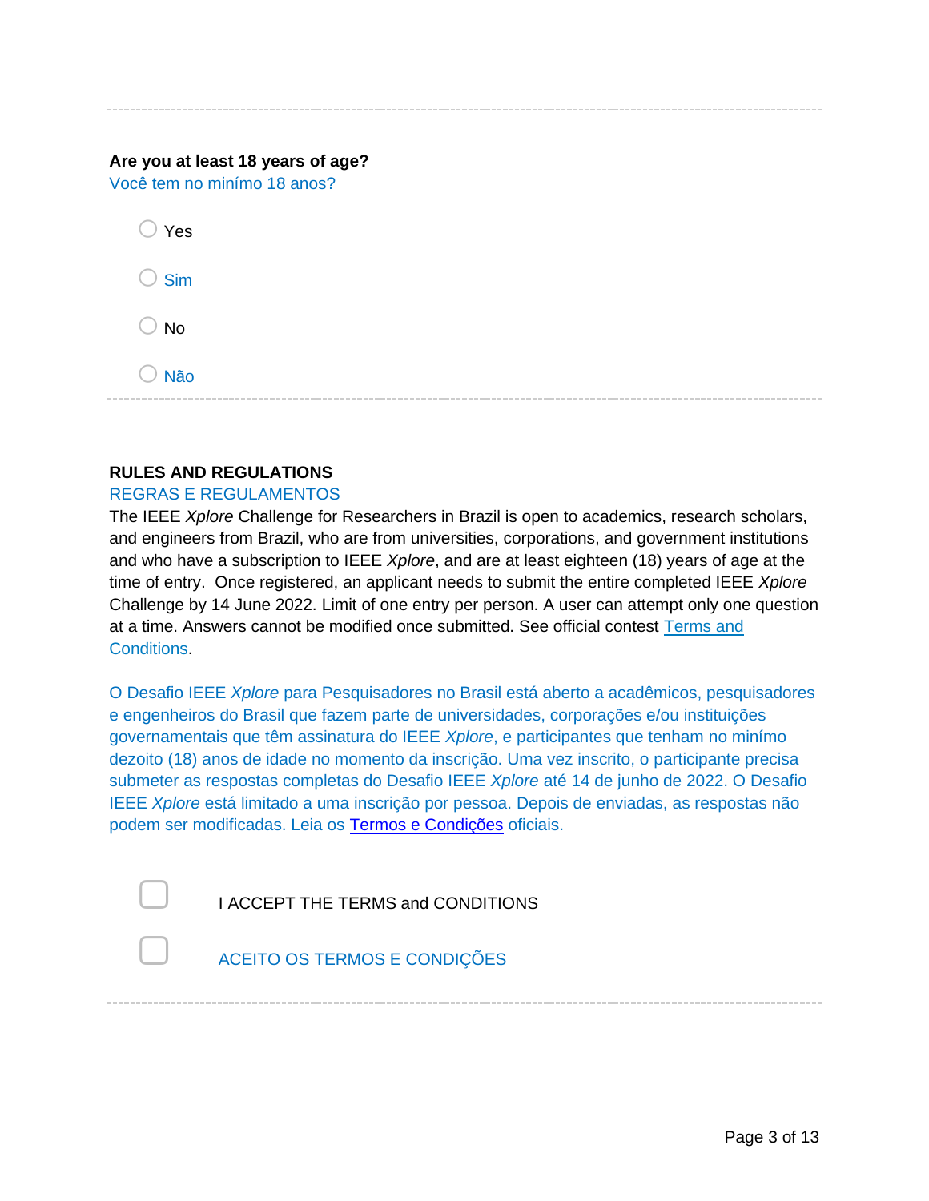**Are you at least 18 years of age?**
Você tem no minímo 18 anos?

- ◯ Yes
- ◯ Sim
- ◯ No
- ◯ Não

---

**RULES AND REGULATIONS**
REGRAS E REGULAMENTOS

The IEEE *Xplore* Challenge for Researchers in Brazil is open to academics, research scholars, and engineers from Brazil, who are from universities, corporations, and government institutions and who have a subscription to IEEE *Xplore*, and are at least eighteen (18) years of age at the time of entry. Once registered, an applicant needs to submit the entire completed IEEE *Xplore* Challenge by 14 June 2022. Limit of one entry per person. A user can attempt only one question at a time. Answers cannot be modified once submitted. See official contest Terms and Conditions.

O Desafio IEEE *Xplore* para Pesquisadores no Brasil está aberto a acadêmicos, pesquisadores e engenheiros do Brasil que fazem parte de universidades, corporações e/ou instituições governamentais que têm assinatura do IEEE *Xplore*, e participantes que tenham no minímo dezoito (18) anos de idade no momento da inscrição. Uma vez inscrito, o participante precisa submeter as respostas completas do Desafio IEEE *Xplore* até 14 de junho de 2022. O Desafio IEEE *Xplore* está limitado a uma inscrição por pessoa. Depois de enviadas, as respostas não podem ser modificadas. Leia os Termos e Condições oficiais.

- ☐ I ACCEPT THE TERMS and CONDITIONS
- ☐ ACEITO OS TERMOS E CONDIÇÕES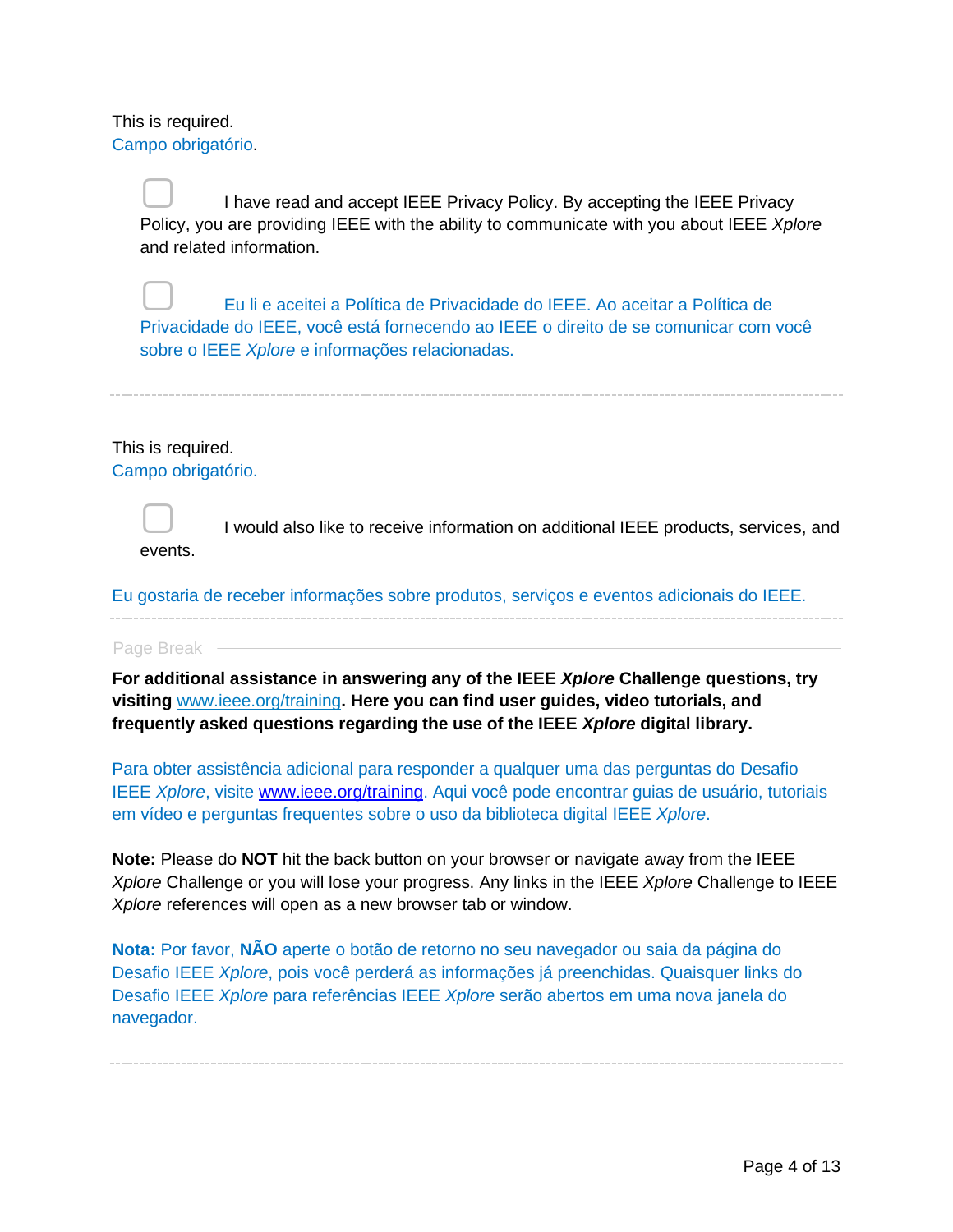This is required.
Campo obrigatório.

- [ ] I have read and accept IEEE Privacy Policy. By accepting the IEEE Privacy Policy, you are providing IEEE with the ability to communicate with you about IEEE *Xplore* and related information.

- [ ] Eu li e aceitei a Política de Privacidade do IEEE. Ao aceitar a Política de Privacidade do IEEE, você está fornecendo ao IEEE o direito de se comunicar com você sobre o IEEE *Xplore* e informações relacionadas.

---

This is required.
Campo obrigatório.

- [ ] I would also like to receive information on additional IEEE products, services, and events.

Eu gostaria de receber informações sobre produtos, serviços e eventos adicionais do IEEE.

---

Page Break

**For additional assistance in answering any of the IEEE *Xplore* Challenge questions, try visiting [www.ieee.org/training](www.ieee.org/training). Here you can find user guides, video tutorials, and frequently asked questions regarding the use of the IEEE *Xplore* digital library.**

Para obter assistência adicional para responder a qualquer uma das perguntas do Desafio IEEE *Xplore*, visite [www.ieee.org/training](www.ieee.org/training). Aqui você pode encontrar guias de usuário, tutoriais em vídeo e perguntas frequentes sobre o uso da biblioteca digital IEEE *Xplore*.

**Note:** Please do **NOT** hit the back button on your browser or navigate away from the IEEE *Xplore* Challenge or you will lose your progress. Any links in the IEEE *Xplore* Challenge to IEEE *Xplore* references will open as a new browser tab or window.

**Nota:** Por favor, **NÃO** aperte o botão de retorno no seu navegador ou saia da página do Desafio IEEE *Xplore*, pois você perderá as informações já preenchidas. Quaisquer links do Desafio IEEE *Xplore* para referências IEEE *Xplore* serão abertos em uma nova janela do navegador.

---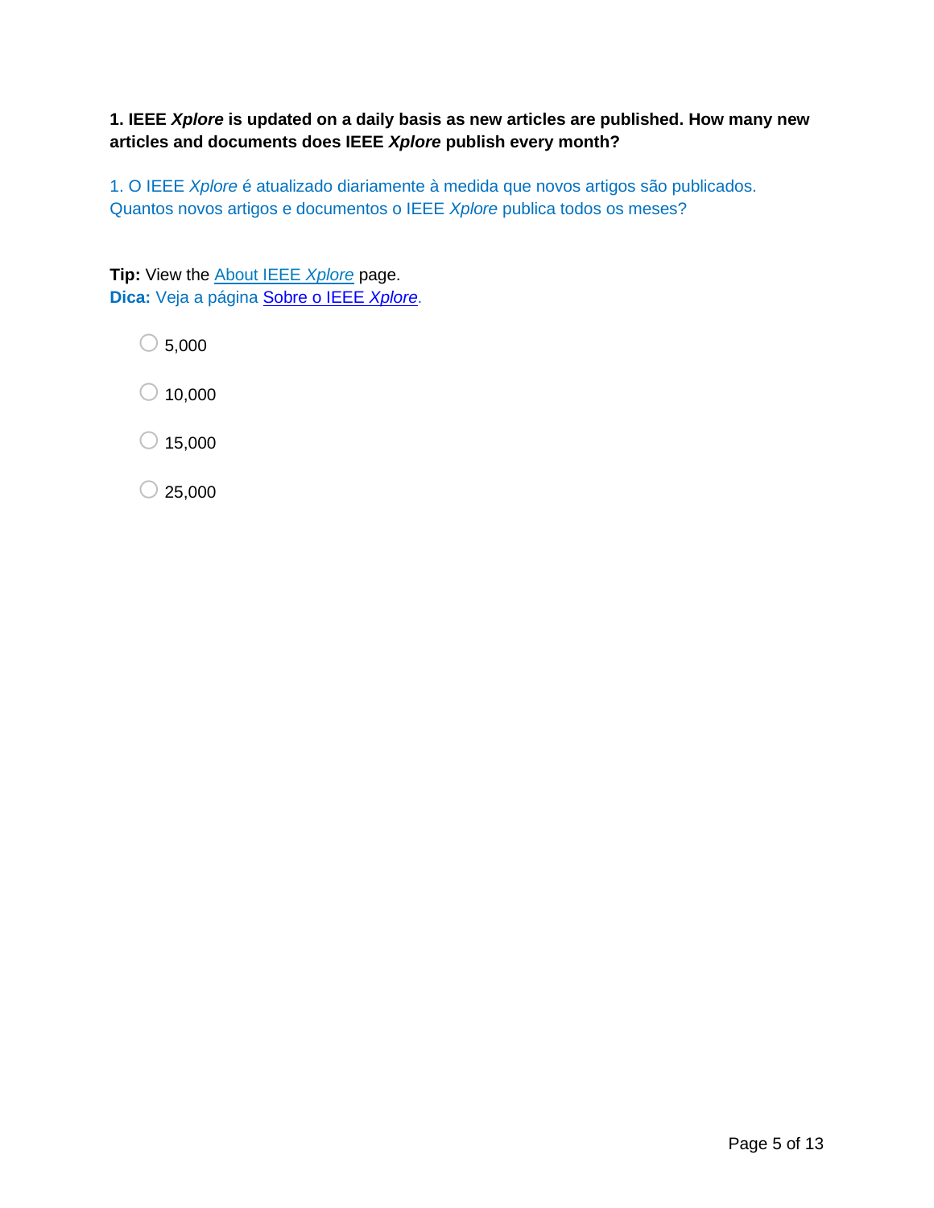**1. IEEE *Xplore* is updated on a daily basis as new articles are published. How many new articles and documents does IEEE *Xplore* publish every month?**

1. O IEEE *Xplore* é atualizado diariamente à medida que novos artigos são publicados. Quantos novos artigos e documentos o IEEE *Xplore* publica todos os meses?

**Tip:** View the About IEEE *Xplore* page.
**Dica:** Veja a página Sobre o IEEE *Xplore*.

- ○ 5,000
- ○ 10,000
- ○ 15,000
- ○ 25,000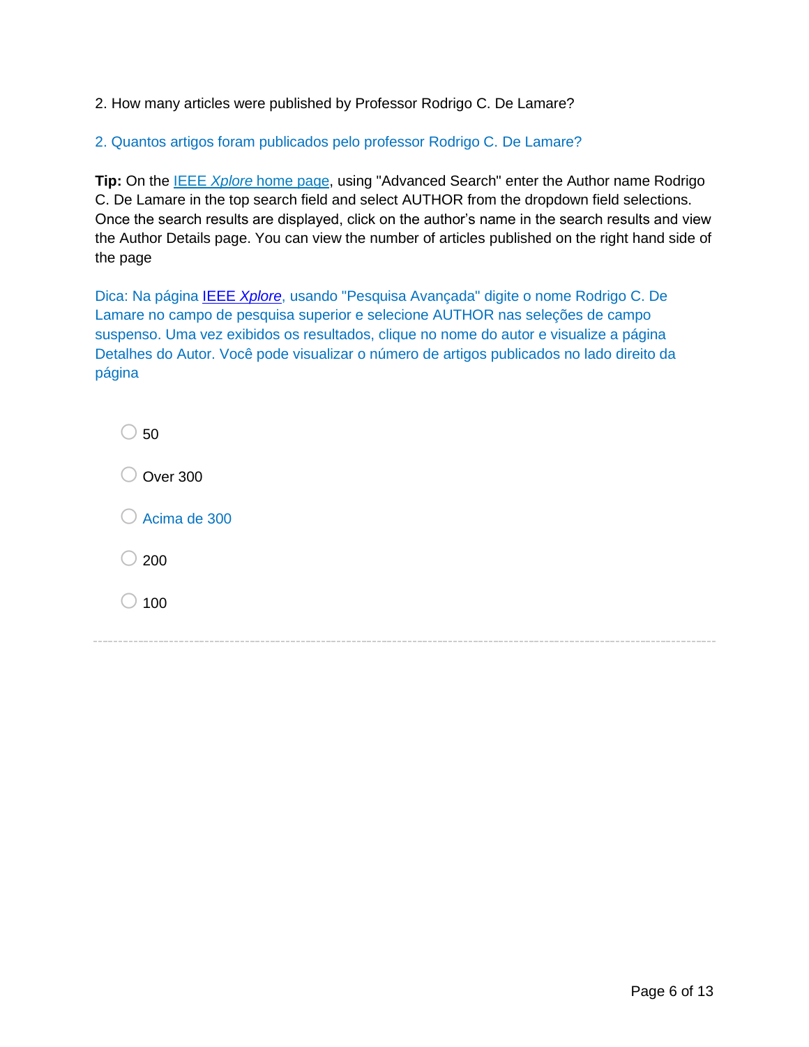2. How many articles were published by Professor Rodrigo C. De Lamare?

2. Quantos artigos foram publicados pelo professor Rodrigo C. De Lamare?

**Tip:** On the [IEEE *Xplore* home page](), using "Advanced Search" enter the Author name Rodrigo C. De Lamare in the top search field and select AUTHOR from the dropdown field selections. Once the search results are displayed, click on the author's name in the search results and view the Author Details page. You can view the number of articles published on the right hand side of the page

Dica: Na página [IEEE *Xplore*](), usando "Pesquisa Avançada" digite o nome Rodrigo C. De Lamare no campo de pesquisa superior e selecione AUTHOR nas seleções de campo suspenso. Uma vez exibidos os resultados, clique no nome do autor e visualize a página Detalhes do Autor. Você pode visualizar o número de artigos publicados no lado direito da página

- ◯ 50
- ◯ Over 300
- ◯ Acima de 300
- ◯ 200
- ◯ 100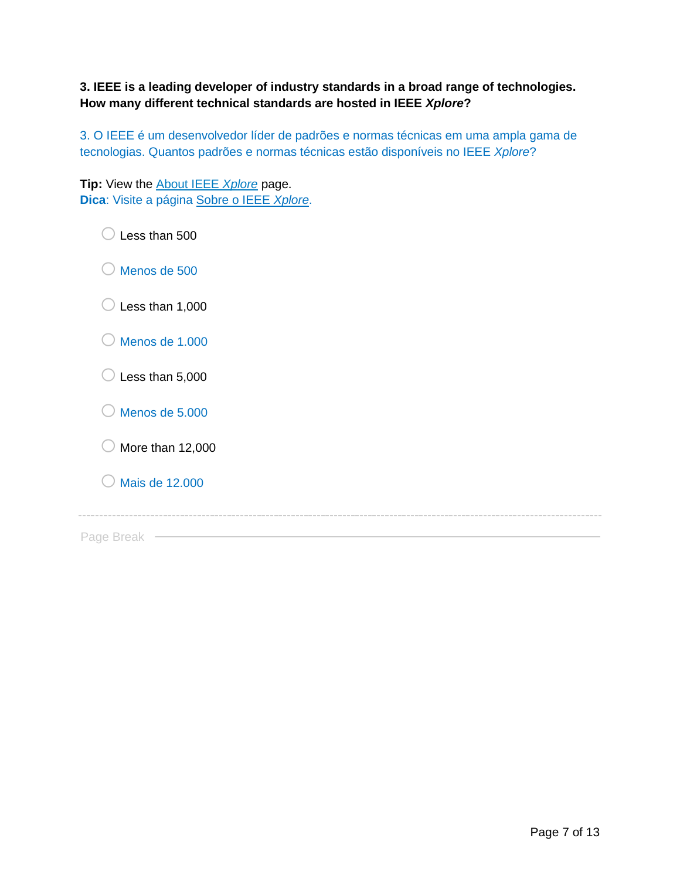**3. IEEE is a leading developer of industry standards in a broad range of technologies. How many different technical standards are hosted in IEEE *Xplore*?**

3. O IEEE é um desenvolvedor líder de padrões e normas técnicas em uma ampla gama de tecnologias. Quantos padrões e normas técnicas estão disponíveis no IEEE *Xplore*?

**Tip:** View the About IEEE *Xplore* page.
**Dica**: Visite a página Sobre o IEEE *Xplore*.

- ○ Less than 500
- ○ Menos de 500
- ○ Less than 1,000
- ○ Menos de 1.000
- ○ Less than 5,000
- ○ Menos de 5.000
- ○ More than 12,000
- ○ Mais de 12.000

---

Page Break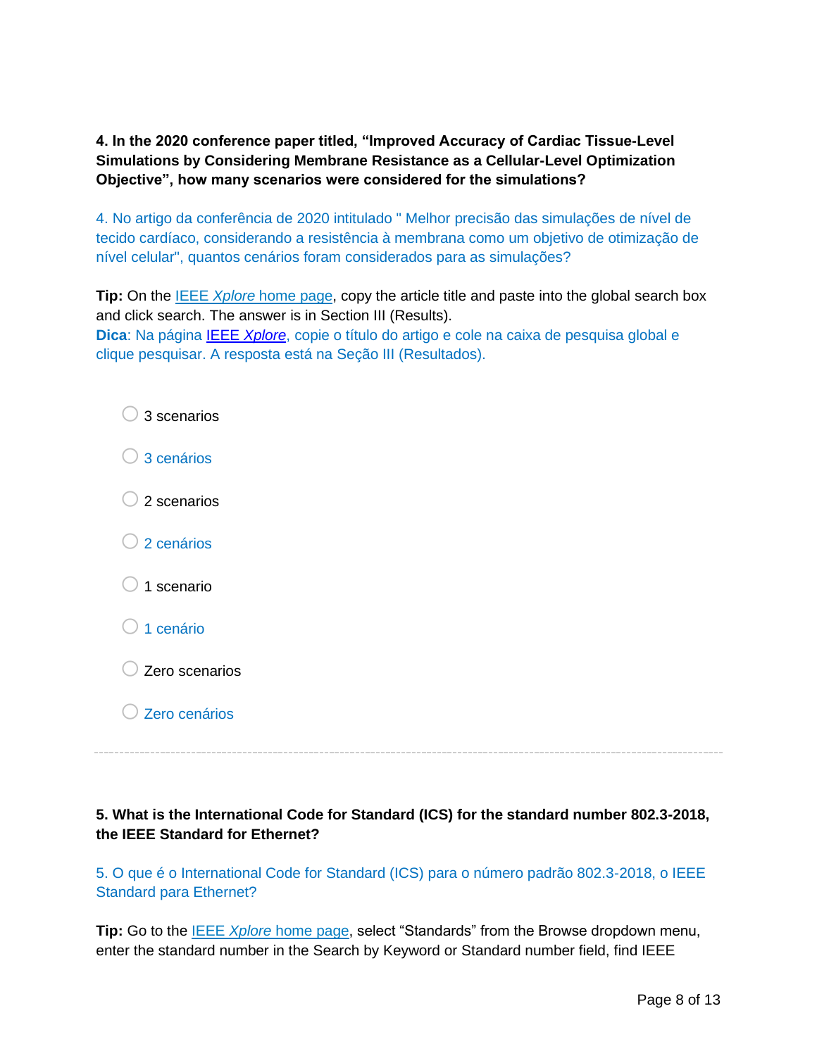**4. In the 2020 conference paper titled, "Improved Accuracy of Cardiac Tissue-Level Simulations by Considering Membrane Resistance as a Cellular-Level Optimization Objective", how many scenarios were considered for the simulations?**

4. No artigo da conferência de 2020 intitulado " Melhor precisão das simulações de nível de tecido cardíaco, considerando a resistência à membrana como um objetivo de otimização de nível celular", quantos cenários foram considerados para as simulações?

**Tip:** On the [IEEE *Xplore* home page](), copy the article title and paste into the global search box and click search. The answer is in Section III (Results).
**Dica**: Na página [IEEE *Xplore*](), copie o título do artigo e cole na caixa de pesquisa global e clique pesquisar. A resposta está na Seção III (Resultados).

- ○ 3 scenarios
- ○ 3 cenários
- ○ 2 scenarios
- ○ 2 cenários
- ○ 1 scenario
- ○ 1 cenário
- ○ Zero scenarios
- ○ Zero cenários

---

**5. What is the International Code for Standard (ICS) for the standard number 802.3-2018, the IEEE Standard for Ethernet?**

5. O que é o International Code for Standard (ICS) para o número padrão 802.3-2018, o IEEE Standard para Ethernet?

**Tip:** Go to the [IEEE *Xplore* home page](), select "Standards" from the Browse dropdown menu, enter the standard number in the Search by Keyword or Standard number field, find IEEE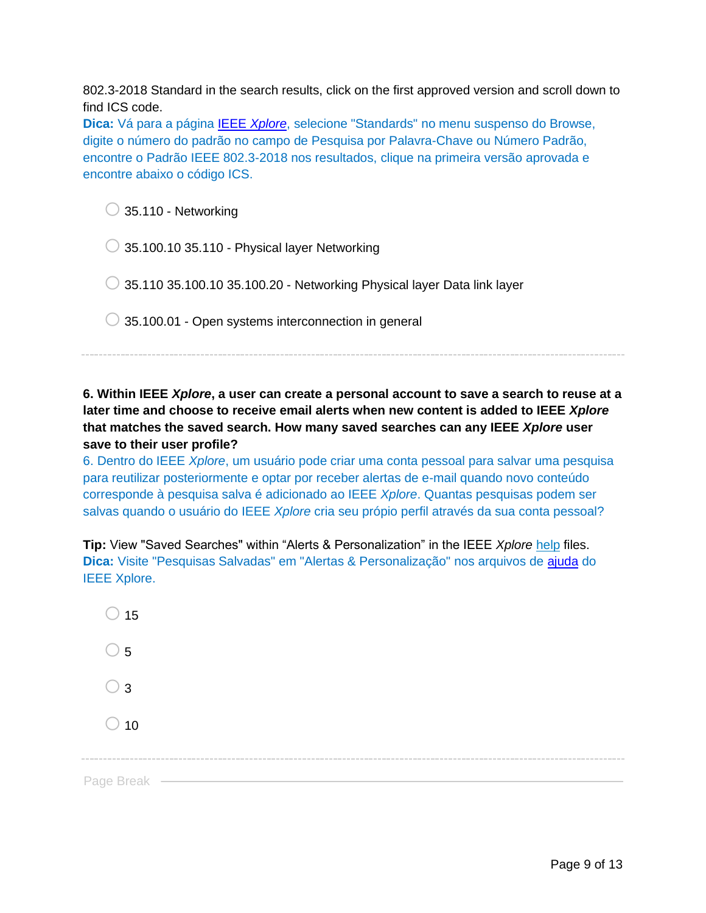802.3-2018 Standard in the search results, click on the first approved version and scroll down to find ICS code.

**Dica:** Vá para a página [IEEE *Xplore*](), selecione "Standards" no menu suspenso do Browse, digite o número do padrão no campo de Pesquisa por Palavra-Chave ou Número Padrão, encontre o Padrão IEEE 802.3-2018 nos resultados, clique na primeira versão aprovada e encontre abaixo o código ICS.

- ◯ 35.110 - Networking
- ◯ 35.100.10 35.110 - Physical layer Networking
- ◯ 35.110 35.100.10 35.100.20 - Networking Physical layer Data link layer
- ◯ 35.100.01 - Open systems interconnection in general

---

**6. Within IEEE *Xplore*, a user can create a personal account to save a search to reuse at a later time and choose to receive email alerts when new content is added to IEEE *Xplore* that matches the saved search. How many saved searches can any IEEE *Xplore* user save to their user profile?**

6. Dentro do IEEE *Xplore*, um usuário pode criar uma conta pessoal para salvar uma pesquisa para reutilizar posteriormente e optar por receber alertas de e-mail quando novo conteúdo corresponde à pesquisa salva é adicionado ao IEEE *Xplore*. Quantas pesquisas podem ser salvas quando o usuário do IEEE *Xplore* cria seu própio perfil através da sua conta pessoal?

**Tip:** View "Saved Searches" within "Alerts & Personalization" in the IEEE *Xplore* [help]() files.

**Dica:** Visite "Pesquisas Salvadas" em "Alertas & Personalização" nos arquivos de [ajuda]() do IEEE Xplore.

- ◯ 15
- ◯ 5
- ◯ 3
- ◯ 10

---

Page Break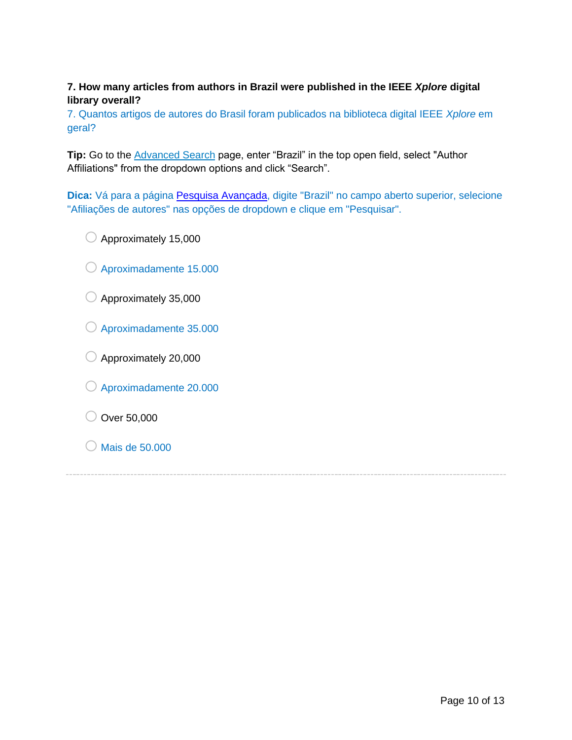**7. How many articles from authors in Brazil were published in the IEEE *Xplore* digital library overall?**

7. Quantos artigos de autores do Brasil foram publicados na biblioteca digital IEEE *Xplore* em geral?

**Tip:** Go to the Advanced Search page, enter “Brazil” in the top open field, select "Author Affiliations" from the dropdown options and click “Search”.

**Dica:** Vá para a página Pesquisa Avançada, digite "Brazil" no campo aberto superior, selecione "Afiliações de autores" nas opções de dropdown e clique em "Pesquisar".

- Approximately 15,000
- Aproximadamente 15.000
- Approximately 35,000
- Aproximadamente 35.000
- Approximately 20,000
- Aproximadamente 20.000
- Over 50,000
- Mais de 50.000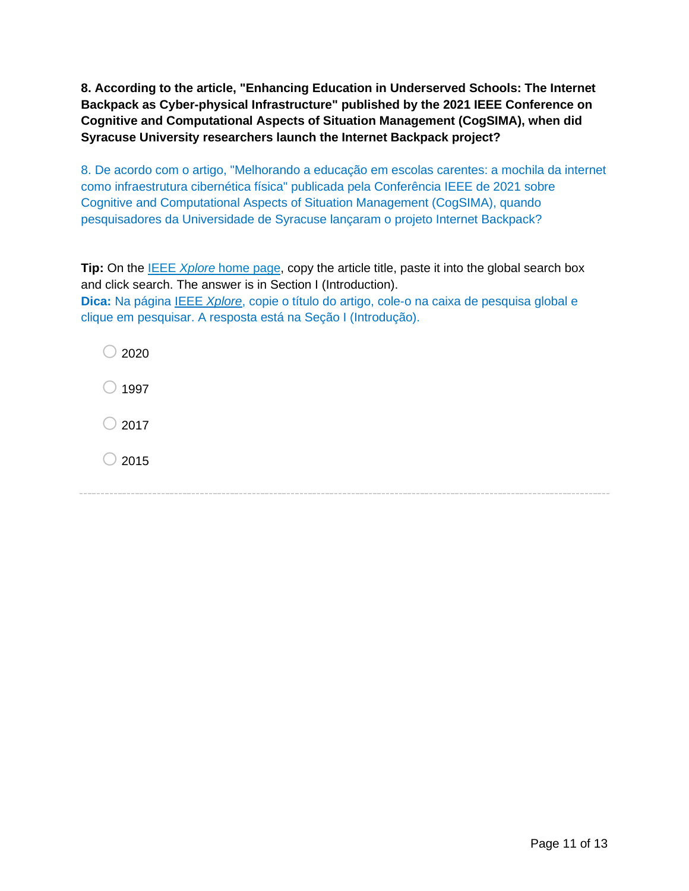**8. According to the article, "Enhancing Education in Underserved Schools: The Internet Backpack as Cyber-physical Infrastructure" published by the 2021 IEEE Conference on Cognitive and Computational Aspects of Situation Management (CogSIMA), when did Syracuse University researchers launch the Internet Backpack project?**

8. De acordo com o artigo, "Melhorando a educação em escolas carentes: a mochila da internet como infraestrutura cibernética física" publicada pela Conferência IEEE de 2021 sobre Cognitive and Computational Aspects of Situation Management (CogSIMA), quando pesquisadores da Universidade de Syracuse lançaram o projeto Internet Backpack?

**Tip:** On the IEEE *Xplore* home page, copy the article title, paste it into the global search box and click search. The answer is in Section I (Introduction).
**Dica:** Na página IEEE *Xplore*, copie o título do artigo, cole-o na caixa de pesquisa global e clique em pesquisar. A resposta está na Seção I (Introdução).

- 2020
- 1997
- 2017
- 2015

---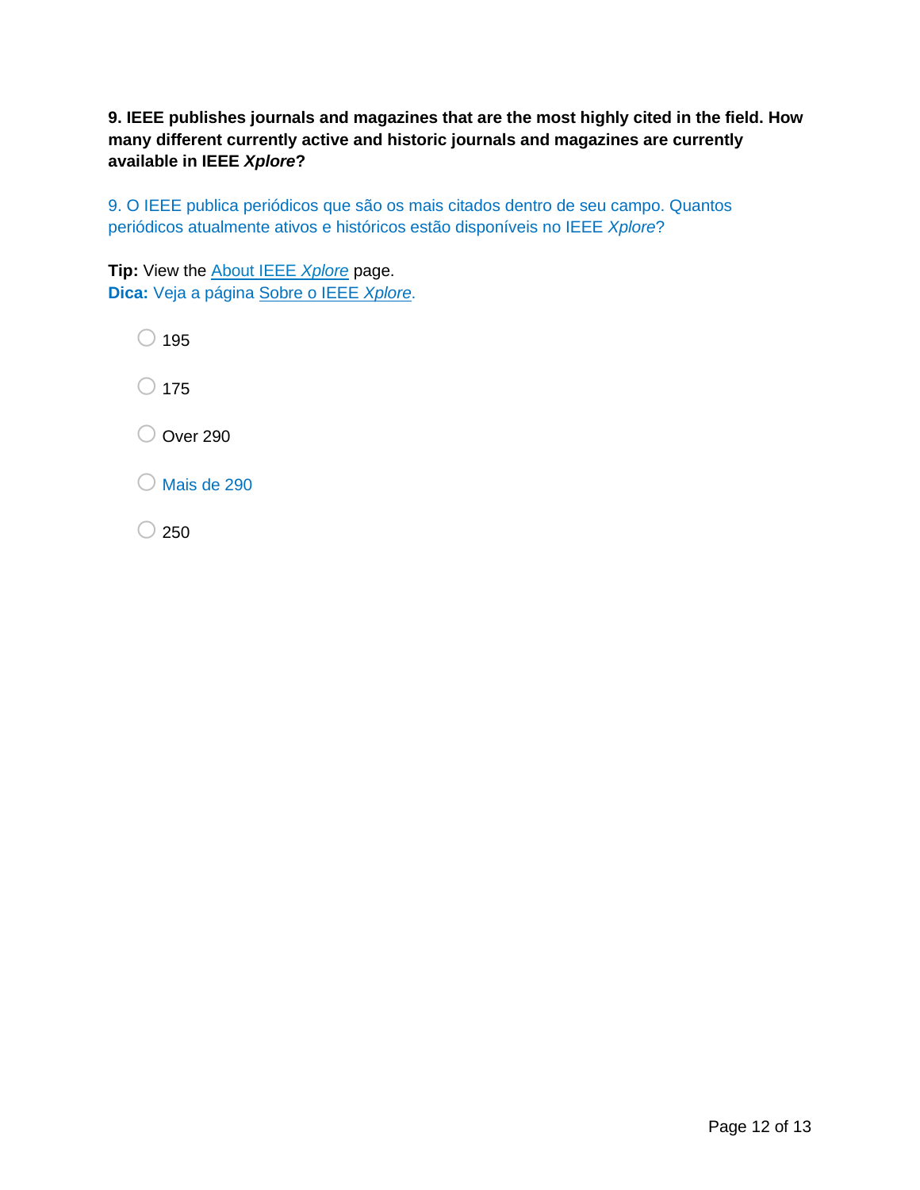**9. IEEE publishes journals and magazines that are the most highly cited in the field. How many different currently active and historic journals and magazines are currently available in IEEE *Xplore*?**

9. O IEEE publica periódicos que são os mais citados dentro de seu campo. Quantos periódicos atualmente ativos e históricos estão disponíveis no IEEE *Xplore*?

**Tip:** View the About IEEE *Xplore* page.
**Dica:** Veja a página Sobre o IEEE *Xplore*.

- ◯ 195
- ◯ 175
- ◯ Over 290
- ◯ Mais de 290
- ◯ 250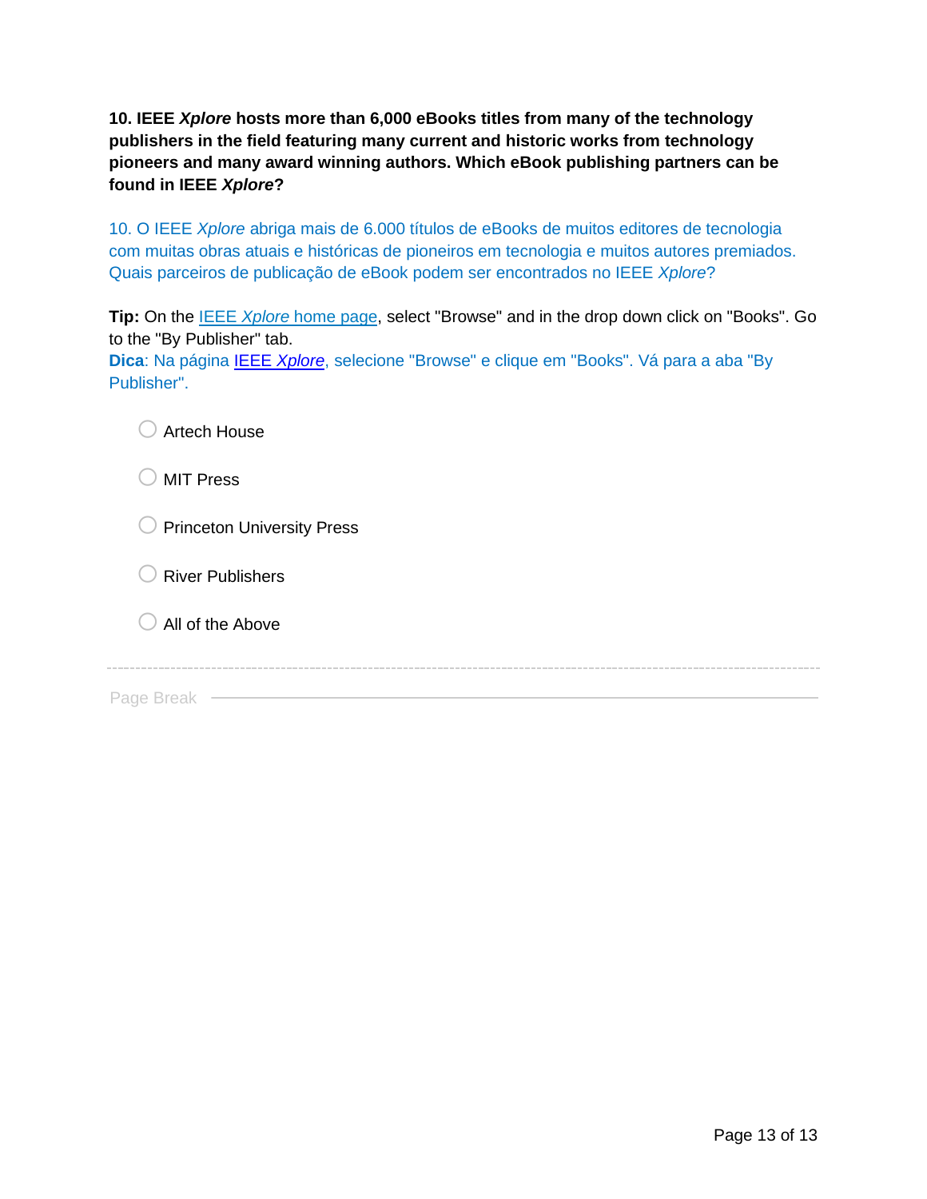**10. IEEE *Xplore* hosts more than 6,000 eBooks titles from many of the technology publishers in the field featuring many current and historic works from technology pioneers and many award winning authors. Which eBook publishing partners can be found in IEEE *Xplore*?**

10. O IEEE *Xplore* abriga mais de 6.000 títulos de eBooks de muitos editores de tecnologia com muitas obras atuais e históricas de pioneiros em tecnologia e muitos autores premiados. Quais parceiros de publicação de eBook podem ser encontrados no IEEE *Xplore*?

**Tip:** On the IEEE *Xplore* home page, select "Browse" and in the drop down click on "Books". Go to the "By Publisher" tab.

**Dica**: Na página IEEE *Xplore*, selecione "Browse" e clique em "Books". Vá para a aba "By Publisher".

- ◯ Artech House
- ◯ MIT Press
- ◯ Princeton University Press
- ◯ River Publishers
- ◯ All of the Above

---

Page Break